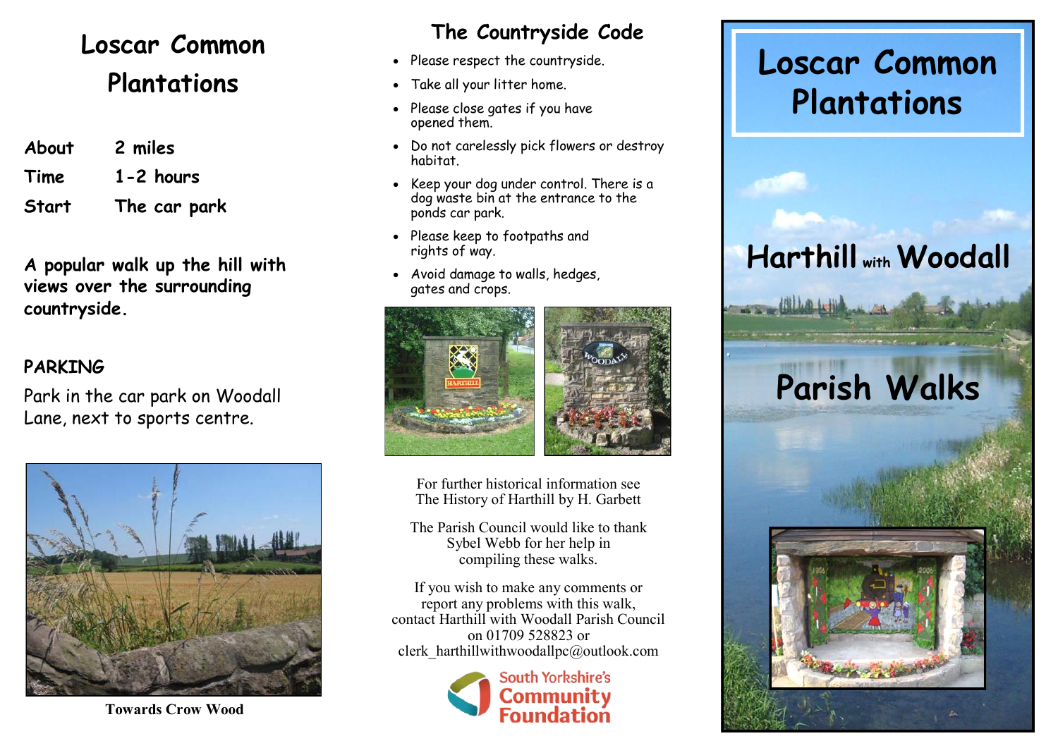# Loscar Common Plantations

| | |
|---|---|
| **About** | **2 miles** |
| **Time** | **1-2 hours** |
| **Start** | **The car park** |

**A popular walk up the hill with views over the surrounding countryside.**

## PARKING

Park in the car park on Woodall Lane, next to sports centre.

**Towards Crow Wood**

## The Countryside Code

- Please respect the countryside.
- Take all your litter home.
- Please close gates if you have opened them.
- Do not carelessly pick flowers or destroy habitat.
- Keep your dog under control. There is a dog waste bin at the entrance to the ponds car park.
- Please keep to footpaths and rights of way.
- Avoid damage to walls, hedges, gates and crops.

For further historical information see The History of Harthill by H. Garbett

The Parish Council would like to thank Sybel Webb for her help in compiling these walks.

If you wish to make any comments or report any problems with this walk, contact Harthill with Woodall Parish Council on 01709 528823 or clerk_harthillwithwoodallpc@outlook.com

South Yorkshire's Community Foundation

# Loscar Common Plantations

## Harthill with Woodall

## Parish Walks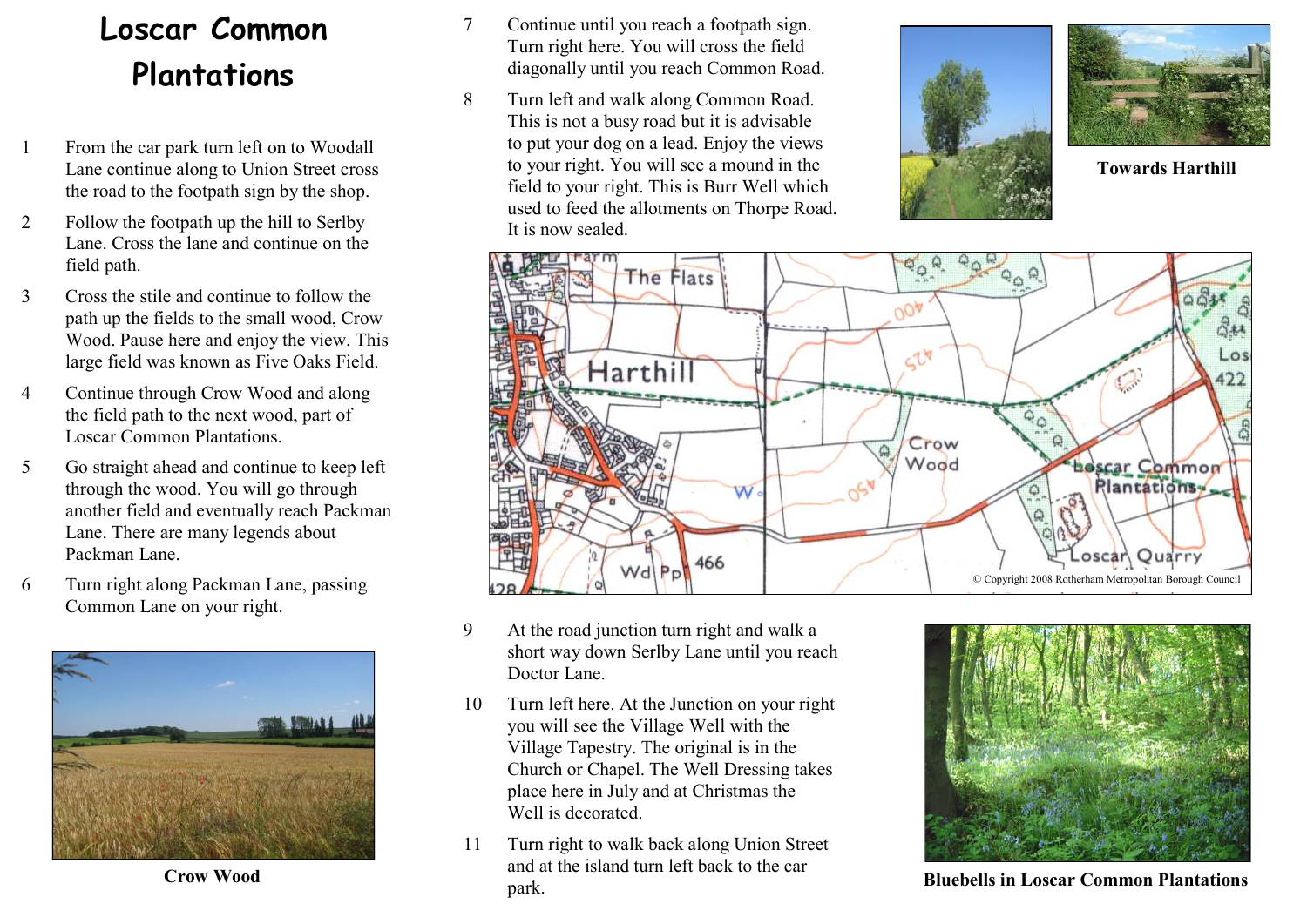# Loscar Common Plantations

1. From the car park turn left on to Woodall Lane continue along to Union Street cross the road to the footpath sign by the shop.
2. Follow the footpath up the hill to Serlby Lane. Cross the lane and continue on the field path.
3. Cross the stile and continue to follow the path up the fields to the small wood, Crow Wood. Pause here and enjoy the view. This large field was known as Five Oaks Field.
4. Continue through Crow Wood and along the field path to the next wood, part of Loscar Common Plantations.
5. Go straight ahead and continue to keep left through the wood. You will go through another field and eventually reach Packman Lane. There are many legends about Packman Lane.
6. Turn right along Packman Lane, passing Common Lane on your right.

**Crow Wood**

7. Continue until you reach a footpath sign. Turn right here. You will cross the field diagonally until you reach Common Road.
8. Turn left and walk along Common Road. This is not a busy road but it is advisable to put your dog on a lead. Enjoy the views to your right. You will see a mound in the field to your right. This is Burr Well which used to feed the allotments on Thorpe Road. It is now sealed.

**Towards Harthill**

© Copyright 2008 Rotherham Metropolitan Borough Council

9. At the road junction turn right and walk a short way down Serlby Lane until you reach Doctor Lane.
10. Turn left here. At the Junction on your right you will see the Village Well with the Village Tapestry. The original is in the Church or Chapel. The Well Dressing takes place here in July and at Christmas the Well is decorated.
11. Turn right to walk back along Union Street and at the island turn left back to the car park.

**Bluebells in Loscar Common Plantations**